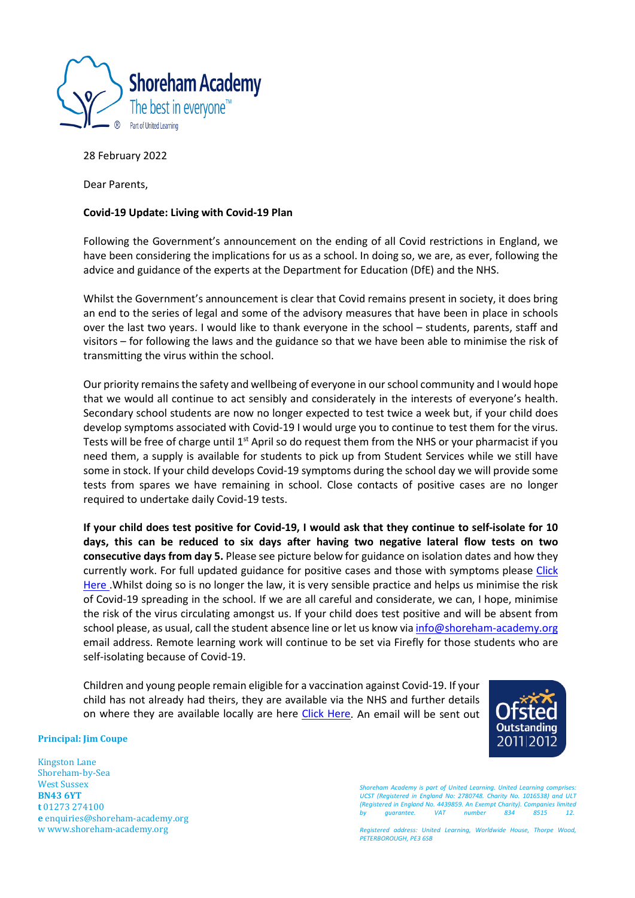28 February 2022

Dear Parents,

**Covid-19 Update: Living with Covid-19 Plan**

Following the Government's announcement on the ending of all Covid restrictions in England, we have been considering the implications for us as a school. In doing so, we are, as ever, following the advice and guidance of the experts at the Department for Education (DfE) and the NHS.

Whilst the Government's announcement is clear that Covid remains present in society, it does bring an end to the series of legal and some of the advisory measures that have been in place in schools over the last two years. I would like to thank everyone in the school – students, parents, staff and visitors – for following the laws and the guidance so that we have been able to minimise the risk of transmitting the virus within the school.

Our priority remains the safety and wellbeing of everyone in our school community and I would hope that we would all continue to act sensibly and considerately in the interests of everyone's health. Secondary school students are now no longer expected to test twice a week but, if your child does develop symptoms associated with Covid-19 I would urge you to continue to test them for the virus. Tests will be free of charge until 1st April so do request them from the NHS or your pharmacist if you need them, a supply is available for students to pick up from Student Services while we still have some in stock. If your child develops Covid-19 symptoms during the school day we will provide some tests from spares we have remaining in school. Close contacts of positive cases are no longer required to undertake daily Covid-19 tests.

**If your child does test positive for Covid-19, I would ask that they continue to self-isolate for 10 days, this can be reduced to six days after having two negative lateral flow tests on two consecutive days from day 5.** Please see picture below for guidance on isolation dates and how they currently work. For full updated guidance for positive cases and those with symptoms please Click Here .Whilst doing so is no longer the law, it is very sensible practice and helps us minimise the risk of Covid-19 spreading in the school. If we are all careful and considerate, we can, I hope, minimise the risk of the virus circulating amongst us. If your child does test positive and will be absent from school please, as usual, call the student absence line or let us know via info@shoreham-academy.org email address. Remote learning work will continue to be set via Firefly for those students who are self-isolating because of Covid-19.

Children and young people remain eligible for a vaccination against Covid-19. If your child has not already had theirs, they are available via the NHS and further details on where they are available locally are here Click Here. An email will be sent out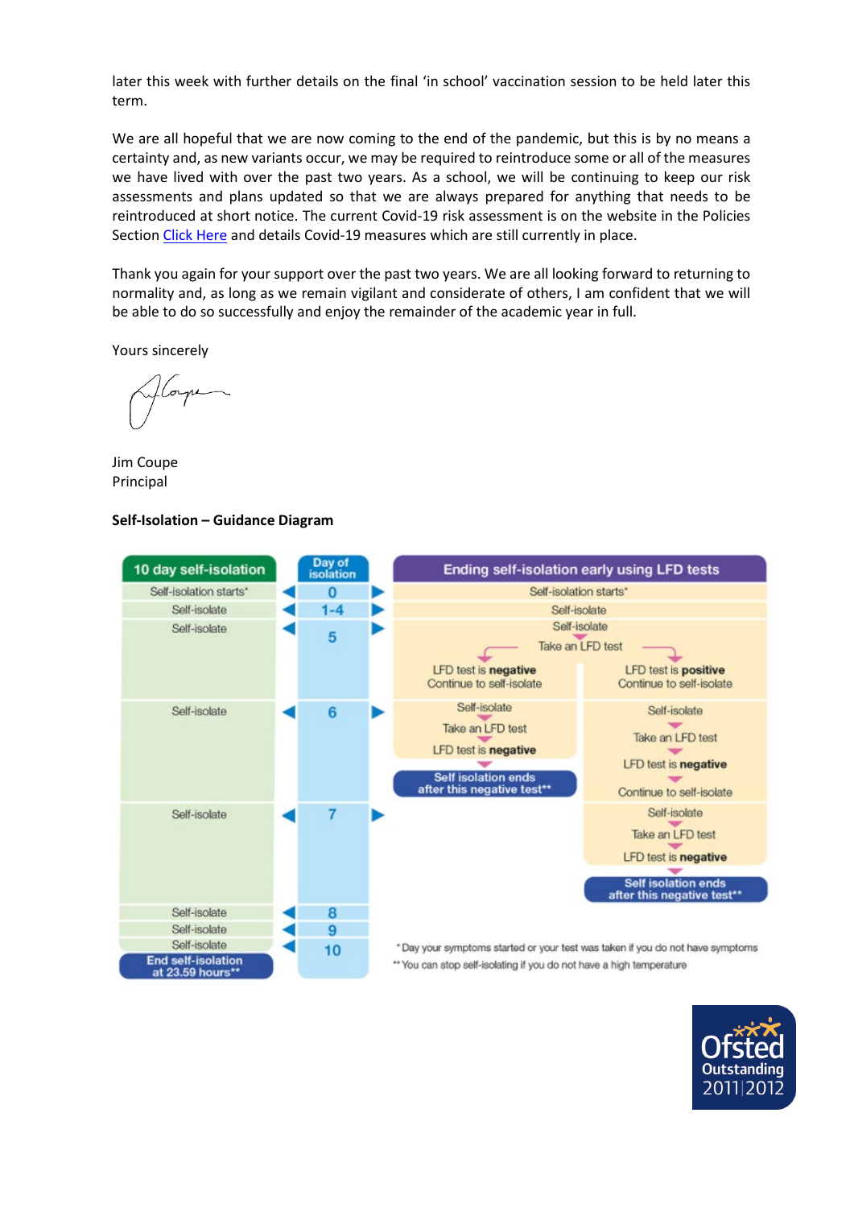later this week with further details on the final 'in school' vaccination session to be held later this term.

We are all hopeful that we are now coming to the end of the pandemic, but this is by no means a certainty and, as new variants occur, we may be required to reintroduce some or all of the measures we have lived with over the past two years. As a school, we will be continuing to keep our risk assessments and plans updated so that we are always prepared for anything that needs to be reintroduced at short notice. The current Covid-19 risk assessment is on the website in the Policies Section Click Here and details Covid-19 measures which are still currently in place.

Thank you again for your support over the past two years. We are all looking forward to returning to normality and, as long as we remain vigilant and considerate of others, I am confident that we will be able to do so successfully and enjoy the remainder of the academic year in full.

Yours sincerely

Jim Coupe
Principal

**Self-Isolation – Guidance Diagram**

10 day self-isolation

Day of isolation

Ending self-isolation early using LFD tests

Day 0: Self-isolation starts* | Self-isolation starts*

Day 1-4: Self-isolate | Self-isolate

Day 5: Self-isolate | Self-isolate

Take an LFD test

LFD test is **negative** Continue to self-isolate

LFD test is **positive** Continue to self-isolate

Day 6: Self-isolate | Self-isolate

Take an LFD test

LFD test is **negative**

Self isolation ends after this negative test**

Self-isolate

Take an LFD test

LFD test is **negative**

Continue to self-isolate

Day 7: Self-isolate | Self-isolate

Take an LFD test

LFD test is **negative**

Self isolation ends after this negative test**

Day 8: Self-isolate

Day 9: Self-isolate

Day 10: Self-isolate

End self-isolation at 23.59 hours**

* Day your symptoms started or your test was taken if you do not have symptoms

** You can stop self-isolating if you do not have a high temperature

Ofsted Outstanding 2011|2012